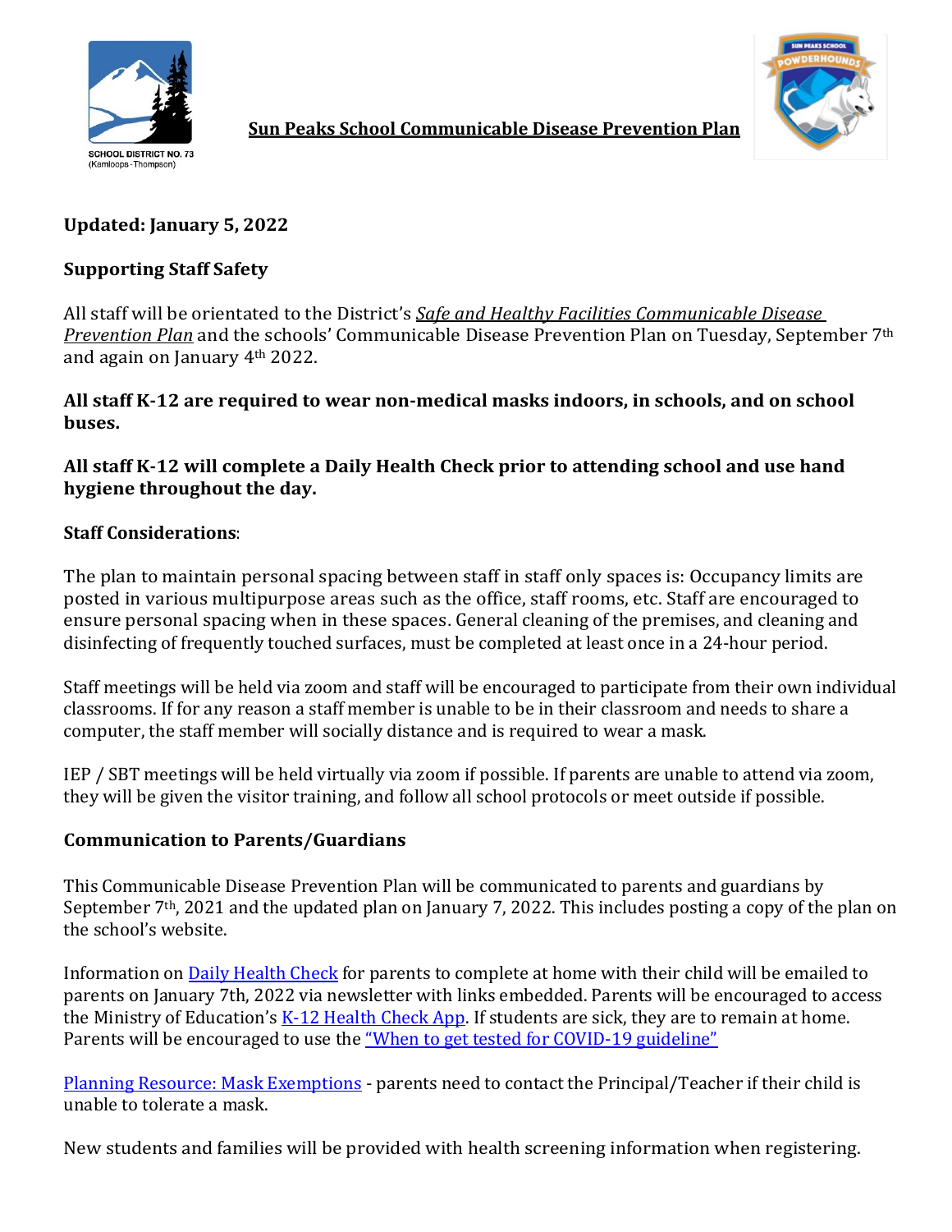# Sun Peaks School Communicable Disease Prevention Plan

**Updated: January 5, 2022**

## Supporting Staff Safety

All staff will be orientated to the District's *Safe and Healthy Facilities Communicable Disease Prevention Plan* and the schools' Communicable Disease Prevention Plan on Tuesday, September 7th and again on January 4th 2022.

**All staff K-12 are required to wear non-medical masks indoors, in schools, and on school buses.**

**All staff K-12 will complete a Daily Health Check prior to attending school and use hand hygiene throughout the day.**

**Staff Considerations**:

The plan to maintain personal spacing between staff in staff only spaces is: Occupancy limits are posted in various multipurpose areas such as the office, staff rooms, etc. Staff are encouraged to ensure personal spacing when in these spaces. General cleaning of the premises, and cleaning and disinfecting of frequently touched surfaces, must be completed at least once in a 24-hour period.

Staff meetings will be held via zoom and staff will be encouraged to participate from their own individual classrooms. If for any reason a staff member is unable to be in their classroom and needs to share a computer, the staff member will socially distance and is required to wear a mask.

IEP / SBT meetings will be held virtually via zoom if possible. If parents are unable to attend via zoom, they will be given the visitor training, and follow all school protocols or meet outside if possible.

## Communication to Parents/Guardians

This Communicable Disease Prevention Plan will be communicated to parents and guardians by September 7th, 2021 and the updated plan on January 7, 2022. This includes posting a copy of the plan on the school's website.

Information on Daily Health Check for parents to complete at home with their child will be emailed to parents on January 7th, 2022 via newsletter with links embedded. Parents will be encouraged to access the Ministry of Education's K-12 Health Check App. If students are sick, they are to remain at home. Parents will be encouraged to use the "When to get tested for COVID-19 guideline"

Planning Resource: Mask Exemptions - parents need to contact the Principal/Teacher if their child is unable to tolerate a mask.

New students and families will be provided with health screening information when registering.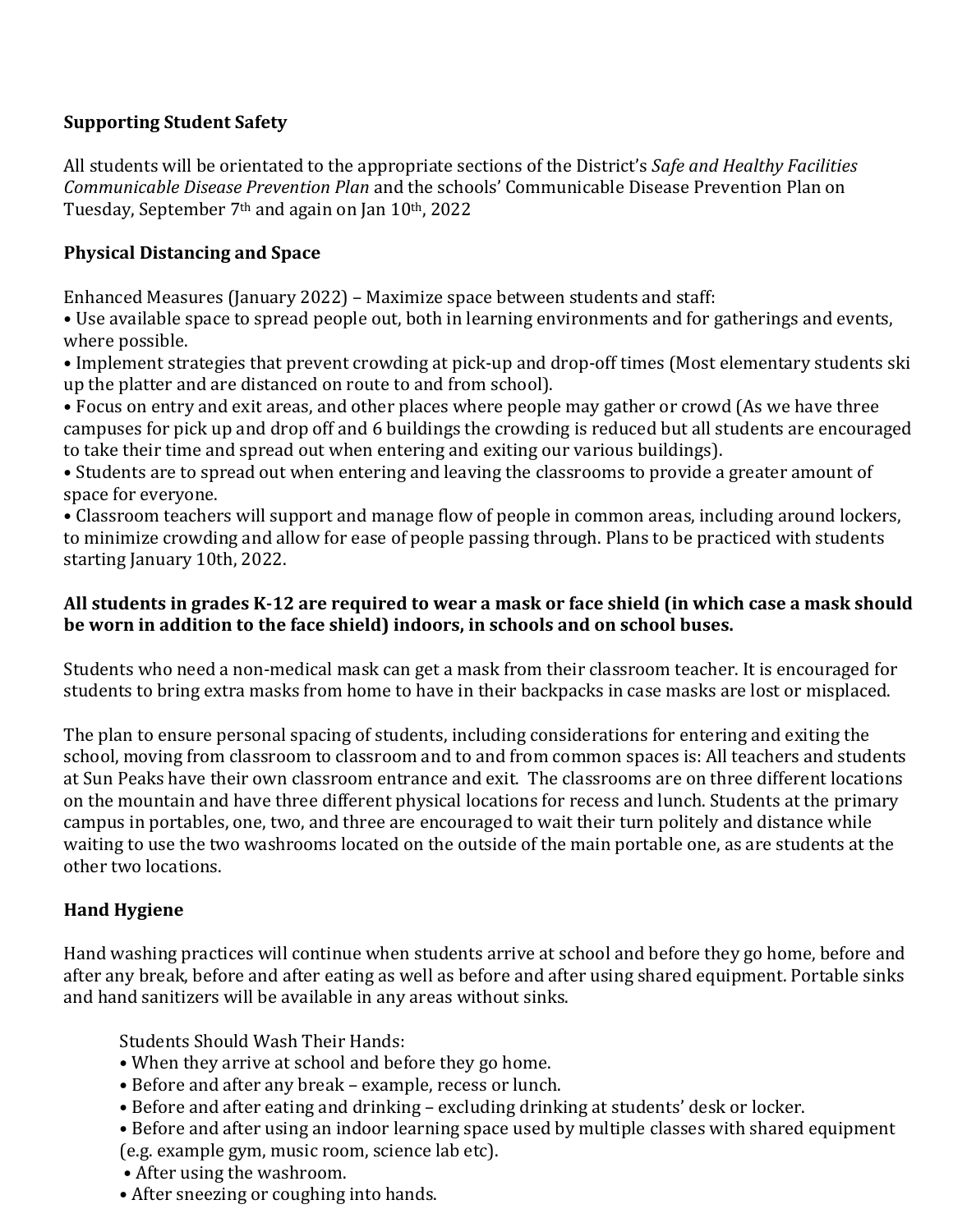**Supporting Student Safety**

All students will be orientated to the appropriate sections of the District's *Safe and Healthy Facilities Communicable Disease Prevention Plan* and the schools' Communicable Disease Prevention Plan on Tuesday, September 7th and again on Jan 10th, 2022

**Physical Distancing and Space**

Enhanced Measures (January 2022) – Maximize space between students and staff:

- Use available space to spread people out, both in learning environments and for gatherings and events, where possible.
- Implement strategies that prevent crowding at pick-up and drop-off times (Most elementary students ski up the platter and are distanced on route to and from school).
- Focus on entry and exit areas, and other places where people may gather or crowd (As we have three campuses for pick up and drop off and 6 buildings the crowding is reduced but all students are encouraged to take their time and spread out when entering and exiting our various buildings).
- Students are to spread out when entering and leaving the classrooms to provide a greater amount of space for everyone.
- Classroom teachers will support and manage flow of people in common areas, including around lockers, to minimize crowding and allow for ease of people passing through. Plans to be practiced with students starting January 10th, 2022.

**All students in grades K-12 are required to wear a mask or face shield (in which case a mask should be worn in addition to the face shield) indoors, in schools and on school buses.**

Students who need a non-medical mask can get a mask from their classroom teacher. It is encouraged for students to bring extra masks from home to have in their backpacks in case masks are lost or misplaced.

The plan to ensure personal spacing of students, including considerations for entering and exiting the school, moving from classroom to classroom and to and from common spaces is: All teachers and students at Sun Peaks have their own classroom entrance and exit. The classrooms are on three different locations on the mountain and have three different physical locations for recess and lunch. Students at the primary campus in portables, one, two, and three are encouraged to wait their turn politely and distance while waiting to use the two washrooms located on the outside of the main portable one, as are students at the other two locations.

**Hand Hygiene**

Hand washing practices will continue when students arrive at school and before they go home, before and after any break, before and after eating as well as before and after using shared equipment. Portable sinks and hand sanitizers will be available in any areas without sinks.

Students Should Wash Their Hands:

- When they arrive at school and before they go home.
- Before and after any break – example, recess or lunch.
- Before and after eating and drinking – excluding drinking at students' desk or locker.
- Before and after using an indoor learning space used by multiple classes with shared equipment (e.g. example gym, music room, science lab etc).
- After using the washroom.
- After sneezing or coughing into hands.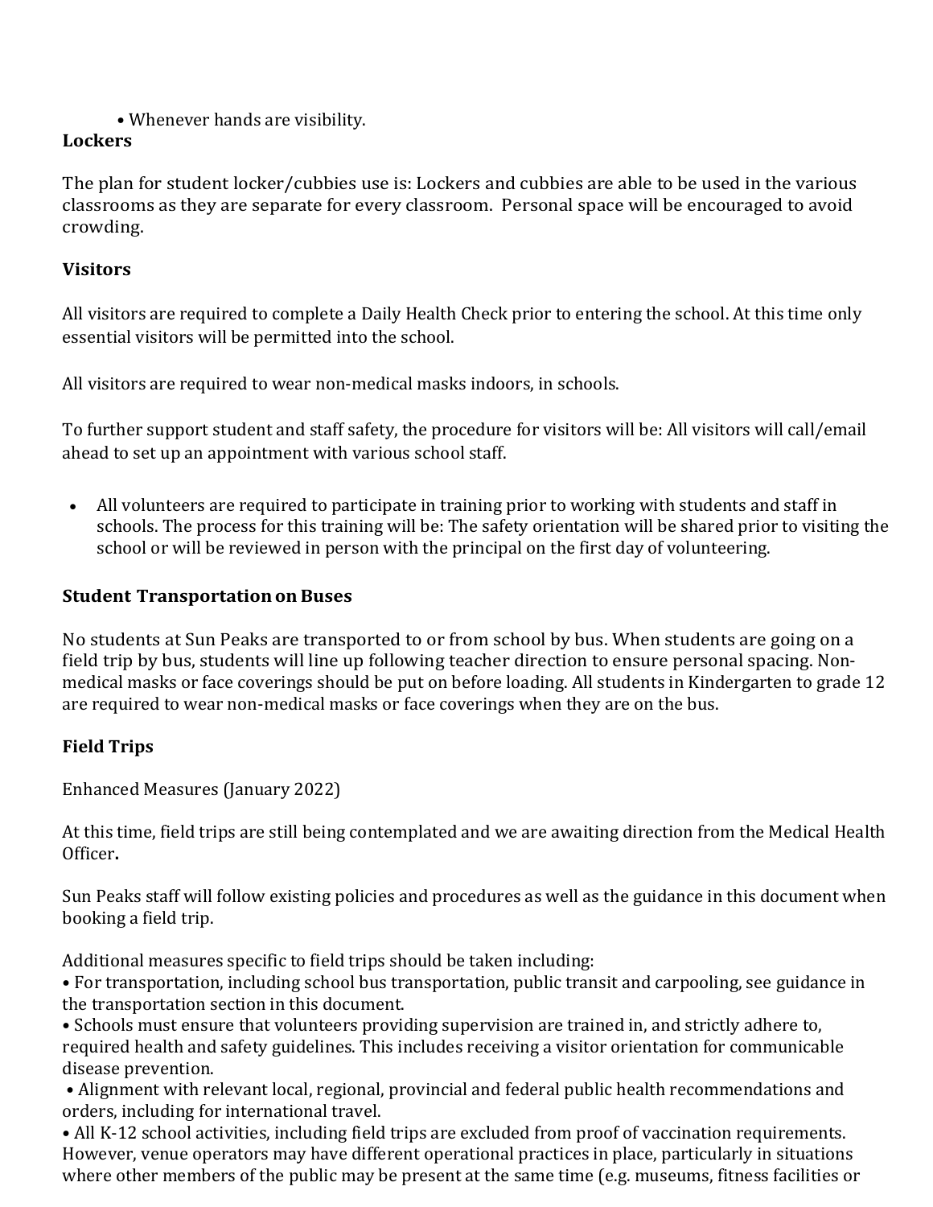- Whenever hands are visibility.

**Lockers**

The plan for student locker/cubbies use is: Lockers and cubbies are able to be used in the various classrooms as they are separate for every classroom. Personal space will be encouraged to avoid crowding.

**Visitors**

All visitors are required to complete a Daily Health Check prior to entering the school. At this time only essential visitors will be permitted into the school.

All visitors are required to wear non-medical masks indoors, in schools.

To further support student and staff safety, the procedure for visitors will be: All visitors will call/email ahead to set up an appointment with various school staff.

- All volunteers are required to participate in training prior to working with students and staff in schools. The process for this training will be: The safety orientation will be shared prior to visiting the school or will be reviewed in person with the principal on the first day of volunteering.

**Student Transportation on Buses**

No students at Sun Peaks are transported to or from school by bus. When students are going on a field trip by bus, students will line up following teacher direction to ensure personal spacing. Non-medical masks or face coverings should be put on before loading. All students in Kindergarten to grade 12 are required to wear non-medical masks or face coverings when they are on the bus.

**Field Trips**

Enhanced Measures (January 2022)

At this time, field trips are still being contemplated and we are awaiting direction from the Medical Health Officer**.**

Sun Peaks staff will follow existing policies and procedures as well as the guidance in this document when booking a field trip.

Additional measures specific to field trips should be taken including:

- For transportation, including school bus transportation, public transit and carpooling, see guidance in the transportation section in this document.
- Schools must ensure that volunteers providing supervision are trained in, and strictly adhere to, required health and safety guidelines. This includes receiving a visitor orientation for communicable disease prevention.
- Alignment with relevant local, regional, provincial and federal public health recommendations and orders, including for international travel.
- All K-12 school activities, including field trips are excluded from proof of vaccination requirements. However, venue operators may have different operational practices in place, particularly in situations where other members of the public may be present at the same time (e.g. museums, fitness facilities or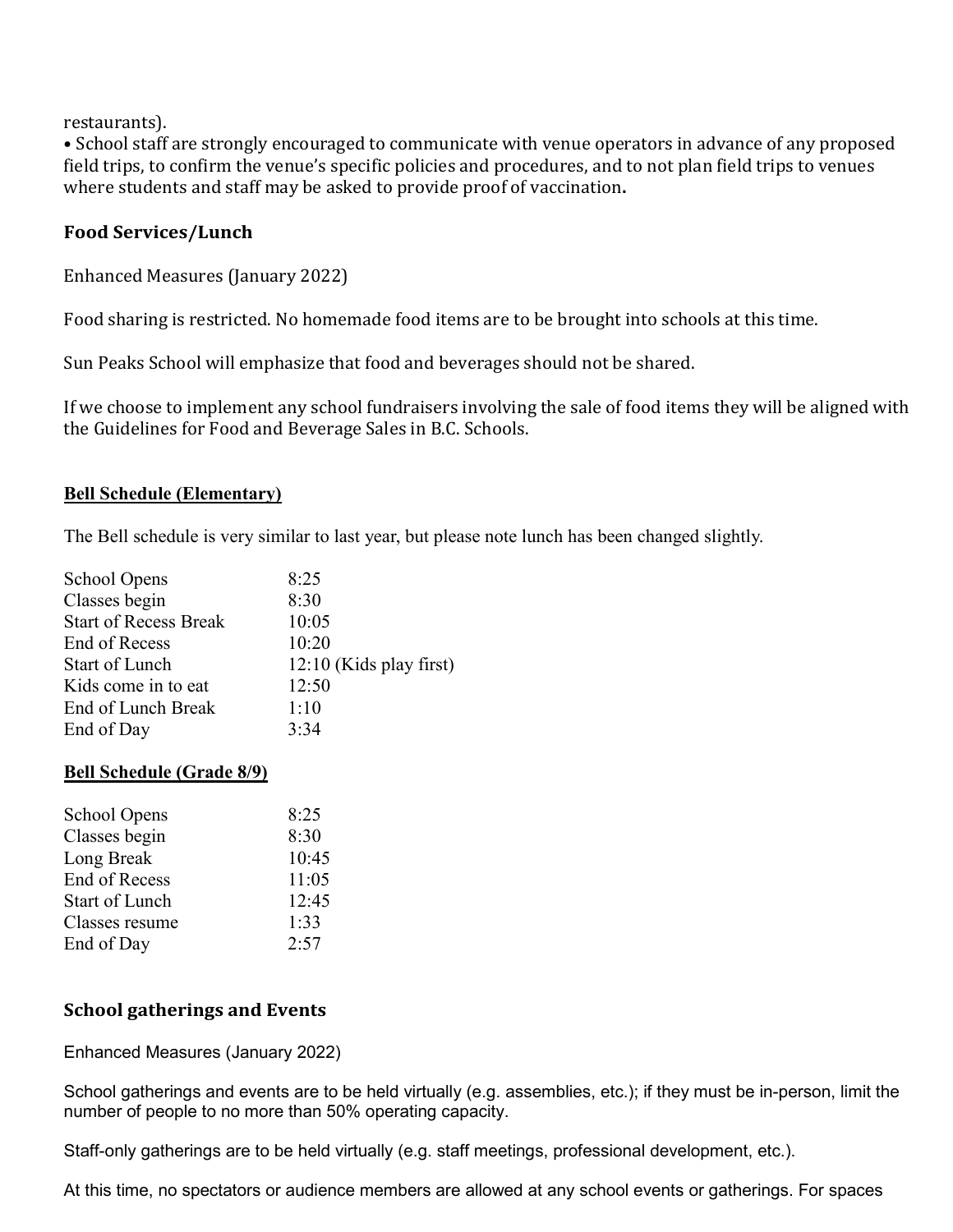restaurants).

• School staff are strongly encouraged to communicate with venue operators in advance of any proposed field trips, to confirm the venue's specific policies and procedures, and to not plan field trips to venues where students and staff may be asked to provide proof of vaccination**.**

### Food Services/Lunch

Enhanced Measures (January 2022)

Food sharing is restricted. No homemade food items are to be brought into schools at this time.

Sun Peaks School will emphasize that food and beverages should not be shared.

If we choose to implement any school fundraisers involving the sale of food items they will be aligned with the Guidelines for Food and Beverage Sales in B.C. Schools.

### Bell Schedule (Elementary)

The Bell schedule is very similar to last year, but please note lunch has been changed slightly.

| | |
|---|---|
| School Opens | 8:25 |
| Classes begin | 8:30 |
| Start of Recess Break | 10:05 |
| End of Recess | 10:20 |
| Start of Lunch | 12:10 (Kids play first) |
| Kids come in to eat | 12:50 |
| End of Lunch Break | 1:10 |
| End of Day | 3:34 |

### Bell Schedule (Grade 8/9)

| | |
|---|---|
| School Opens | 8:25 |
| Classes begin | 8:30 |
| Long Break | 10:45 |
| End of Recess | 11:05 |
| Start of Lunch | 12:45 |
| Classes resume | 1:33 |
| End of Day | 2:57 |

### School gatherings and Events

Enhanced Measures (January 2022)

School gatherings and events are to be held virtually (e.g. assemblies, etc.); if they must be in-person, limit the number of people to no more than 50% operating capacity.

Staff-only gatherings are to be held virtually (e.g. staff meetings, professional development, etc.).

At this time, no spectators or audience members are allowed at any school events or gatherings. For spaces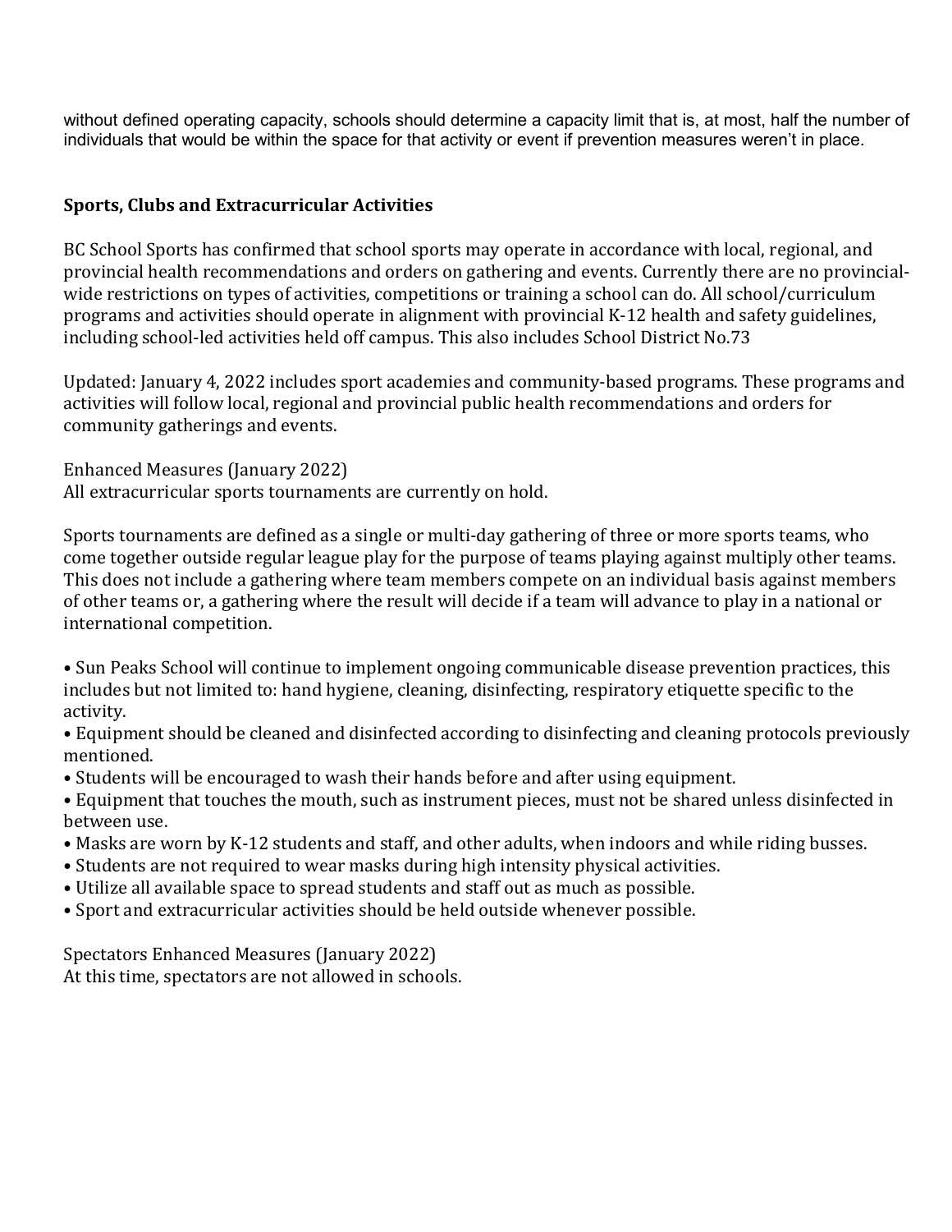without defined operating capacity, schools should determine a capacity limit that is, at most, half the number of individuals that would be within the space for that activity or event if prevention measures weren't in place.

**Sports, Clubs and Extracurricular Activities**

BC School Sports has confirmed that school sports may operate in accordance with local, regional, and provincial health recommendations and orders on gathering and events. Currently there are no provincial-wide restrictions on types of activities, competitions or training a school can do. All school/curriculum programs and activities should operate in alignment with provincial K-12 health and safety guidelines, including school-led activities held off campus. This also includes School District No.73

Updated: January 4, 2022 includes sport academies and community-based programs. These programs and activities will follow local, regional and provincial public health recommendations and orders for community gatherings and events.

Enhanced Measures (January 2022)
All extracurricular sports tournaments are currently on hold.

Sports tournaments are defined as a single or multi-day gathering of three or more sports teams, who come together outside regular league play for the purpose of teams playing against multiply other teams. This does not include a gathering where team members compete on an individual basis against members of other teams or, a gathering where the result will decide if a team will advance to play in a national or international competition.

- Sun Peaks School will continue to implement ongoing communicable disease prevention practices, this includes but not limited to: hand hygiene, cleaning, disinfecting, respiratory etiquette specific to the activity.
- Equipment should be cleaned and disinfected according to disinfecting and cleaning protocols previously mentioned.
- Students will be encouraged to wash their hands before and after using equipment.
- Equipment that touches the mouth, such as instrument pieces, must not be shared unless disinfected in between use.
- Masks are worn by K-12 students and staff, and other adults, when indoors and while riding busses.
- Students are not required to wear masks during high intensity physical activities.
- Utilize all available space to spread students and staff out as much as possible.
- Sport and extracurricular activities should be held outside whenever possible.

Spectators Enhanced Measures (January 2022)
At this time, spectators are not allowed in schools.